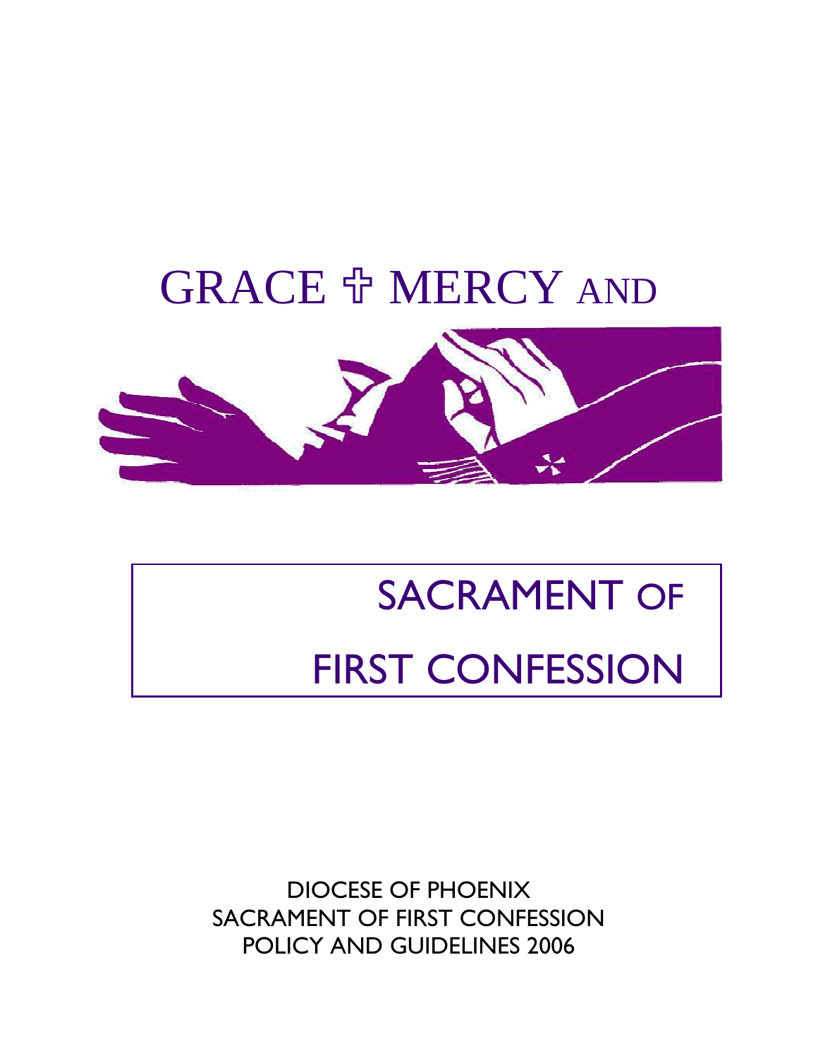# GRACE ✞ MERCY AND

# SACRAMENT OF FIRST CONFESSION

DIOCESE OF PHOENIX
SACRAMENT OF FIRST CONFESSION
POLICY AND GUIDELINES 2006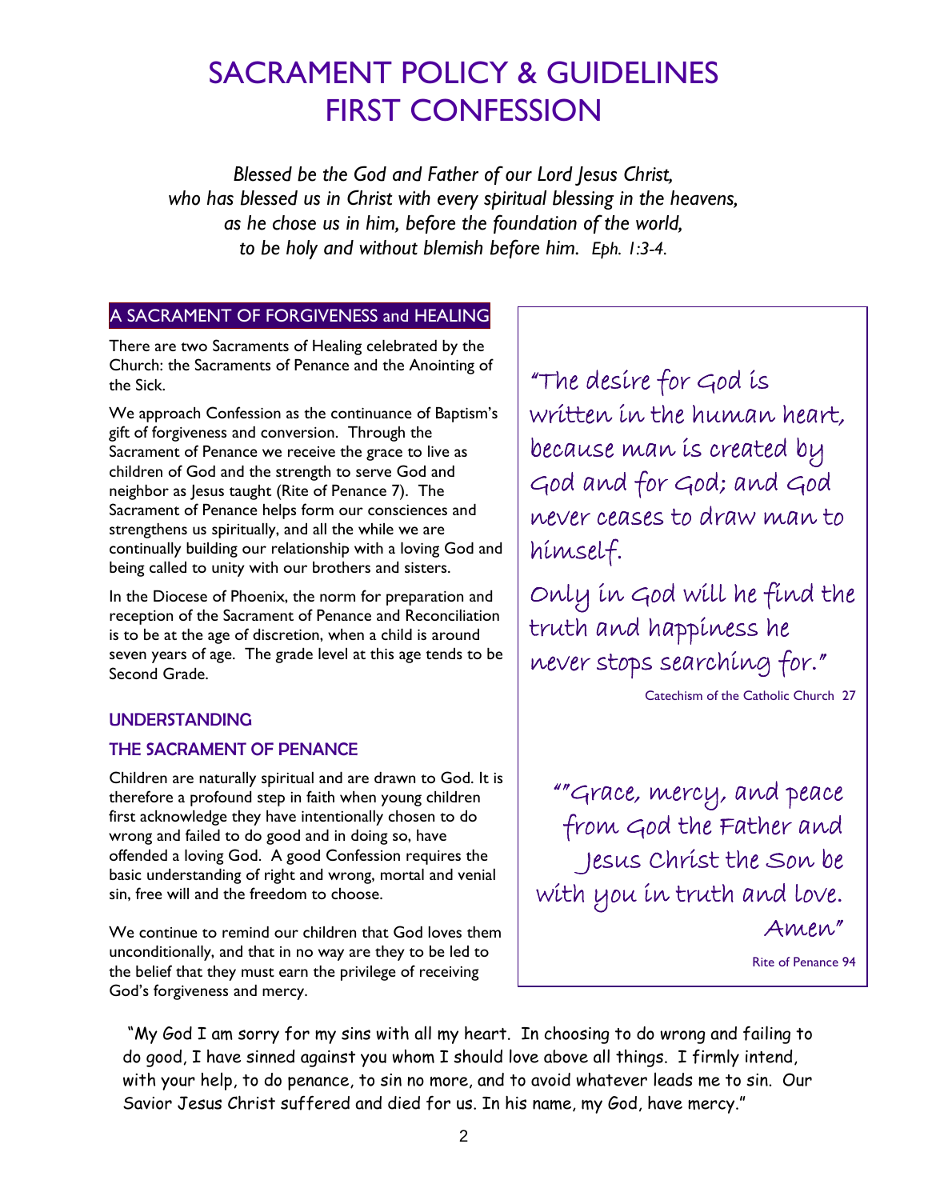# SACRAMENT POLICY & GUIDELINES
# FIRST CONFESSION

*Blessed be the God and Father of our Lord Jesus Christ,*
*who has blessed us in Christ with every spiritual blessing in the heavens,*
*as he chose us in him, before the foundation of the world,*
*to be holy and without blemish before him. Eph. 1:3-4.*

## A SACRAMENT OF FORGIVENESS and HEALING

There are two Sacraments of Healing celebrated by the Church: the Sacraments of Penance and the Anointing of the Sick.

We approach Confession as the continuance of Baptism's gift of forgiveness and conversion. Through the Sacrament of Penance we receive the grace to live as children of God and the strength to serve God and neighbor as Jesus taught (Rite of Penance 7). The Sacrament of Penance helps form our consciences and strengthens us spiritually, and all the while we are continually building our relationship with a loving God and being called to unity with our brothers and sisters.

In the Diocese of Phoenix, the norm for preparation and reception of the Sacrament of Penance and Reconciliation is to be at the age of discretion, when a child is around seven years of age. The grade level at this age tends to be Second Grade.

## UNDERSTANDING

## THE SACRAMENT OF PENANCE

Children are naturally spiritual and are drawn to God. It is therefore a profound step in faith when young children first acknowledge they have intentionally chosen to do wrong and failed to do good and in doing so, have offended a loving God. A good Confession requires the basic understanding of right and wrong, mortal and venial sin, free will and the freedom to choose.

We continue to remind our children that God loves them unconditionally, and that in no way are they to be led to the belief that they must earn the privilege of receiving God's forgiveness and mercy.

"The desire for God is written in the human heart, because man is created by God and for God; and God never ceases to draw man to himself.

Only in God will he find the truth and happiness he never stops searching for."

Catechism of the Catholic Church 27

""Grace, mercy, and peace from God the Father and Jesus Christ the Son be with you in truth and love. Amen"

Rite of Penance 94

"My God I am sorry for my sins with all my heart. In choosing to do wrong and failing to do good, I have sinned against you whom I should love above all things. I firmly intend, with your help, to do penance, to sin no more, and to avoid whatever leads me to sin. Our Savior Jesus Christ suffered and died for us. In his name, my God, have mercy."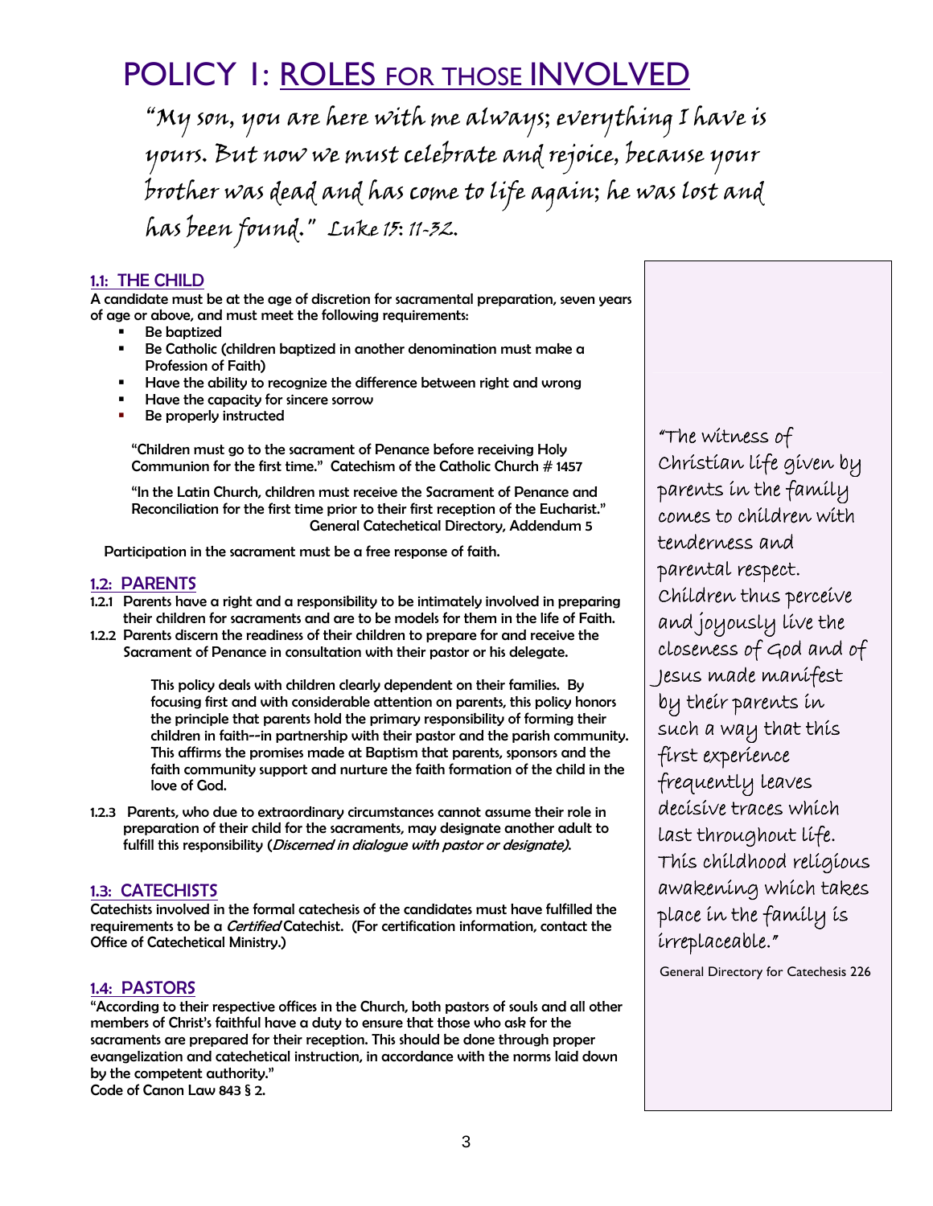# POLICY 1: ROLES FOR THOSE INVOLVED

*"My son, you are here with me always; everything I have is yours. But now we must celebrate and rejoice, because your brother was dead and has come to life again; he was lost and has been found." Luke 15: 11-32.*

## 1.1: THE CHILD

A candidate must be at the age of discretion for sacramental preparation, seven years of age or above, and must meet the following requirements:

- Be baptized
- Be Catholic (children baptized in another denomination must make a Profession of Faith)
- Have the ability to recognize the difference between right and wrong
- Have the capacity for sincere sorrow
- Be properly instructed

> "Children must go to the sacrament of Penance before receiving Holy Communion for the first time." Catechism of the Catholic Church # 1457

> "In the Latin Church, children must receive the Sacrament of Penance and Reconciliation for the first time prior to their first reception of the Eucharist." General Catechetical Directory, Addendum 5

Participation in the sacrament must be a free response of faith.

## 1.2: PARENTS

1.2.1 Parents have a right and a responsibility to be intimately involved in preparing their children for sacraments and are to be models for them in the life of Faith.

1.2.2 Parents discern the readiness of their children to prepare for and receive the Sacrament of Penance in consultation with their pastor or his delegate.

> This policy deals with children clearly dependent on their families. By focusing first and with considerable attention on parents, this policy honors the principle that parents hold the primary responsibility of forming their children in faith--in partnership with their pastor and the parish community. This affirms the promises made at Baptism that parents, sponsors and the faith community support and nurture the faith formation of the child in the love of God.

1.2.3 Parents, who due to extraordinary circumstances cannot assume their role in preparation of their child for the sacraments, may designate another adult to fulfill this responsibility (*Discerned in dialogue with pastor or designate).*

## 1.3: CATECHISTS

Catechists involved in the formal catechesis of the candidates must have fulfilled the requirements to be a *Certified* Catechist. (For certification information, contact the Office of Catechetical Ministry.)

## 1.4: PASTORS

"According to their respective offices in the Church, both pastors of souls and all other members of Christ's faithful have a duty to ensure that those who ask for the sacraments are prepared for their reception. This should be done through proper evangelization and catechetical instruction, in accordance with the norms laid down by the competent authority."
Code of Canon Law 843 § 2.

> "The witness of Christian life given by parents in the family comes to children with tenderness and parental respect. Children thus perceive and joyously live the closeness of God and of Jesus made manifest by their parents in such a way that this first experience frequently leaves decisive traces which last throughout life. This childhood religious awakening which takes place in the family is irreplaceable."
>
> General Directory for Catechesis 226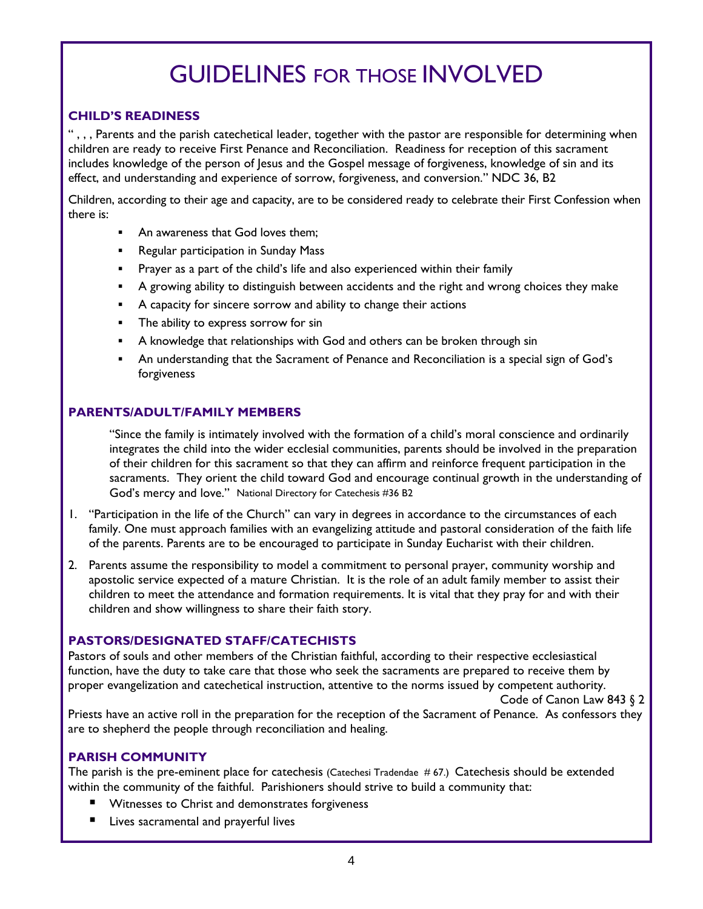# GUIDELINES FOR THOSE INVOLVED

### CHILD'S READINESS

" , , , Parents and the parish catechetical leader, together with the pastor are responsible for determining when children are ready to receive First Penance and Reconciliation. Readiness for reception of this sacrament includes knowledge of the person of Jesus and the Gospel message of forgiveness, knowledge of sin and its effect, and understanding and experience of sorrow, forgiveness, and conversion." NDC 36, B2

Children, according to their age and capacity, are to be considered ready to celebrate their First Confession when there is:

- An awareness that God loves them;
- Regular participation in Sunday Mass
- Prayer as a part of the child's life and also experienced within their family
- A growing ability to distinguish between accidents and the right and wrong choices they make
- A capacity for sincere sorrow and ability to change their actions
- The ability to express sorrow for sin
- A knowledge that relationships with God and others can be broken through sin
- An understanding that the Sacrament of Penance and Reconciliation is a special sign of God's forgiveness

### PARENTS/ADULT/FAMILY MEMBERS

> "Since the family is intimately involved with the formation of a child's moral conscience and ordinarily integrates the child into the wider ecclesial communities, parents should be involved in the preparation of their children for this sacrament so that they can affirm and reinforce frequent participation in the sacraments. They orient the child toward God and encourage continual growth in the understanding of God's mercy and love." National Directory for Catechesis #36 B2

1. "Participation in the life of the Church" can vary in degrees in accordance to the circumstances of each family. One must approach families with an evangelizing attitude and pastoral consideration of the faith life of the parents. Parents are to be encouraged to participate in Sunday Eucharist with their children.
2. Parents assume the responsibility to model a commitment to personal prayer, community worship and apostolic service expected of a mature Christian. It is the role of an adult family member to assist their children to meet the attendance and formation requirements. It is vital that they pray for and with their children and show willingness to share their faith story.

### PASTORS/DESIGNATED STAFF/CATECHISTS

Pastors of souls and other members of the Christian faithful, according to their respective ecclesiastical function, have the duty to take care that those who seek the sacraments are prepared to receive them by proper evangelization and catechetical instruction, attentive to the norms issued by competent authority.

Code of Canon Law 843 § 2

Priests have an active roll in the preparation for the reception of the Sacrament of Penance. As confessors they are to shepherd the people through reconciliation and healing.

### PARISH COMMUNITY

The parish is the pre-eminent place for catechesis (Catechesi Tradendae # 67.) Catechesis should be extended within the community of the faithful. Parishioners should strive to build a community that:

- Witnesses to Christ and demonstrates forgiveness
- Lives sacramental and prayerful lives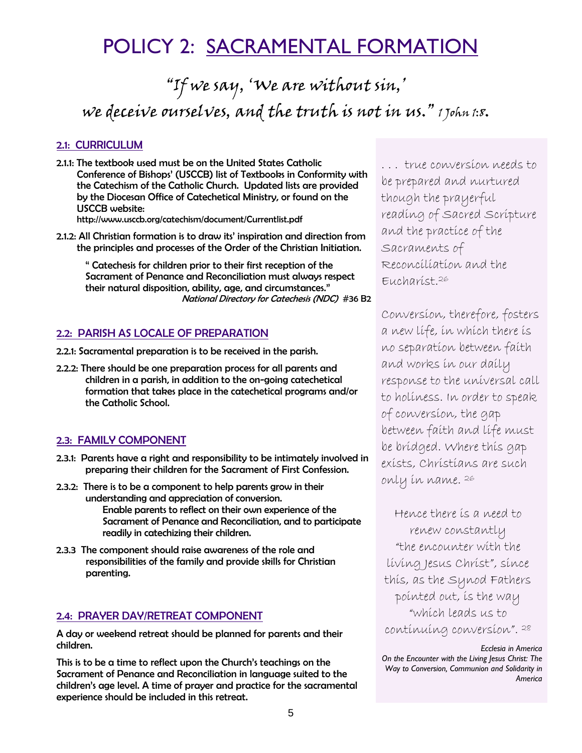# POLICY 2: SACRAMENTAL FORMATION

*"If we say, 'We are without sin,' we deceive ourselves, and the truth is not in us."* 1 John 1:8.

## 2.1: CURRICULUM

**2.1.1: The textbook used must be on the United States Catholic Conference of Bishops' (USCCB) list of Textbooks in Conformity with the Catechism of the Catholic Church. Updated lists are provided by the Diocesan Office of Catechetical Ministry, or found on the USCCB website:**
**http://www.usccb.org/catechism/document/Currentlist.pdf**

**2.1.2: All Christian formation is to draw its' inspiration and direction from the principles and processes of the Order of the Christian Initiation.**

> **" Catechesis for children prior to their first reception of the Sacrament of Penance and Reconciliation must always respect their natural disposition, ability, age, and circumstances."**
> ***National Directory for Catechesis (NDC)*** **#36 B2**

## 2.2: PARISH AS LOCALE OF PREPARATION

**2.2.1: Sacramental preparation is to be received in the parish.**

**2.2.2: There should be one preparation process for all parents and children in a parish, in addition to the on-going catechetical formation that takes place in the catechetical programs and/or the Catholic School.**

## 2.3: FAMILY COMPONENT

**2.3.1: Parents have a right and responsibility to be intimately involved in preparing their children for the Sacrament of First Confession.**

**2.3.2: There is to be a component to help parents grow in their understanding and appreciation of conversion.**
**Enable parents to reflect on their own experience of the Sacrament of Penance and Reconciliation, and to participate readily in catechizing their children.**

**2.3.3 The component should raise awareness of the role and responsibilities of the family and provide skills for Christian parenting.**

## 2.4: PRAYER DAY/RETREAT COMPONENT

**A day or weekend retreat should be planned for parents and their children.**

**This is to be a time to reflect upon the Church's teachings on the Sacrament of Penance and Reconciliation in language suited to the children's age level. A time of prayer and practice for the sacramental experience should be included in this retreat.**

---

. . . true conversion needs to be prepared and nurtured though the prayerful reading of Sacred Scripture and the practice of the Sacraments of Reconciliation and the Eucharist.[26]

Conversion, therefore, fosters a new life, in which there is no separation between faith and works in our daily response to the universal call to holiness. In order to speak of conversion, the gap between faith and life must be bridged. Where this gap exists, Christians are such only in name. [26]

Hence there is a need to renew constantly "the encounter with the living Jesus Christ", since this, as the Synod Fathers pointed out, is the way "which leads us to continuing conversion". [28]

*Ecclesia in America*
*On the Encounter with the Living Jesus Christ: The Way to Conversion, Communion and Solidarity in America*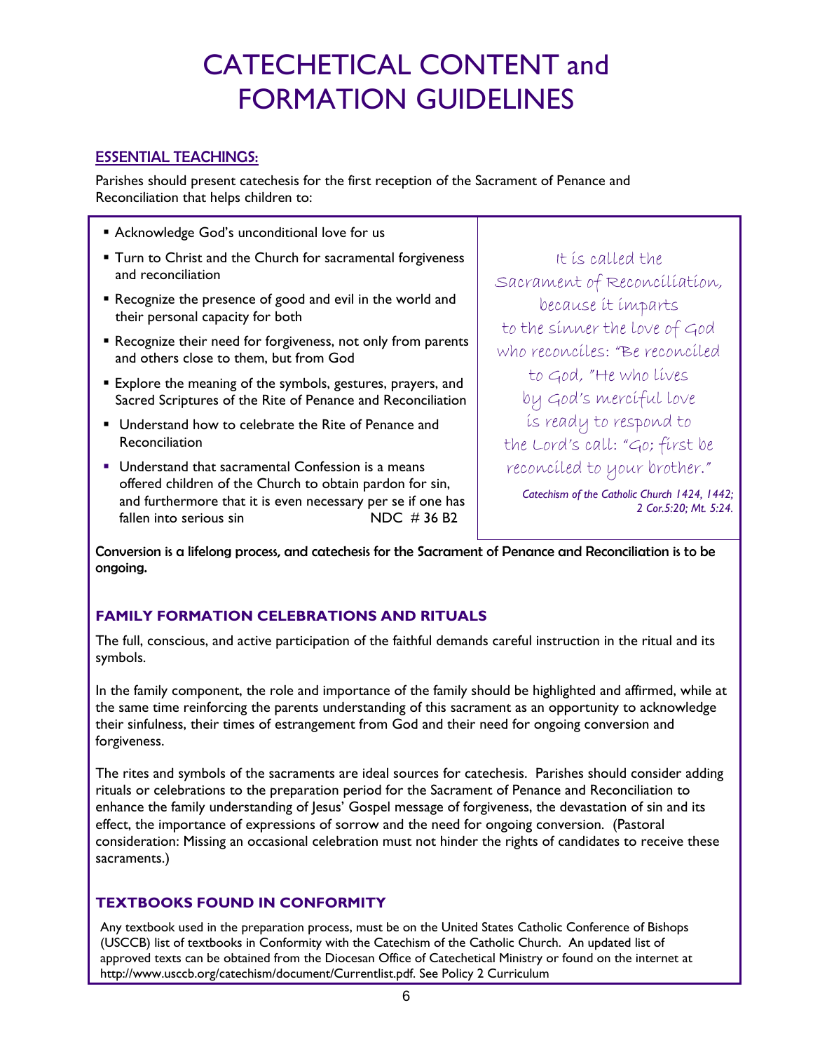# CATECHETICAL CONTENT and FORMATION GUIDELINES

## ESSENTIAL TEACHINGS:

Parishes should present catechesis for the first reception of the Sacrament of Penance and Reconciliation that helps children to:

- Acknowledge God's unconditional love for us
- Turn to Christ and the Church for sacramental forgiveness and reconciliation
- Recognize the presence of good and evil in the world and their personal capacity for both
- Recognize their need for forgiveness, not only from parents and others close to them, but from God
- Explore the meaning of the symbols, gestures, prayers, and Sacred Scriptures of the Rite of Penance and Reconciliation
- Understand how to celebrate the Rite of Penance and Reconciliation
- Understand that sacramental Confession is a means offered children of the Church to obtain pardon for sin, and furthermore that it is even necessary per se if one has fallen into serious sin NDC # 36 B2

It is called the Sacrament of Reconciliation, because it imparts to the sinner the love of God who reconciles: "Be reconciled to God, "He who lives by God's merciful love is ready to respond to the Lord's call: "Go; first be reconciled to your brother."

*Catechism of the Catholic Church 1424, 1442; 2 Cor.5:20; Mt. 5:24.*

**Conversion is a lifelong process, and catechesis for the Sacrament of Penance and Reconciliation is to be ongoing.**

### FAMILY FORMATION CELEBRATIONS AND RITUALS

The full, conscious, and active participation of the faithful demands careful instruction in the ritual and its symbols.

In the family component, the role and importance of the family should be highlighted and affirmed, while at the same time reinforcing the parents understanding of this sacrament as an opportunity to acknowledge their sinfulness, their times of estrangement from God and their need for ongoing conversion and forgiveness.

The rites and symbols of the sacraments are ideal sources for catechesis. Parishes should consider adding rituals or celebrations to the preparation period for the Sacrament of Penance and Reconciliation to enhance the family understanding of Jesus' Gospel message of forgiveness, the devastation of sin and its effect, the importance of expressions of sorrow and the need for ongoing conversion. (Pastoral consideration: Missing an occasional celebration must not hinder the rights of candidates to receive these sacraments.)

### TEXTBOOKS FOUND IN CONFORMITY

Any textbook used in the preparation process, must be on the United States Catholic Conference of Bishops (USCCB) list of textbooks in Conformity with the Catechism of the Catholic Church. An updated list of approved texts can be obtained from the Diocesan Office of Catechetical Ministry or found on the internet at http://www.usccb.org/catechism/document/Currentlist.pdf. See Policy 2 Curriculum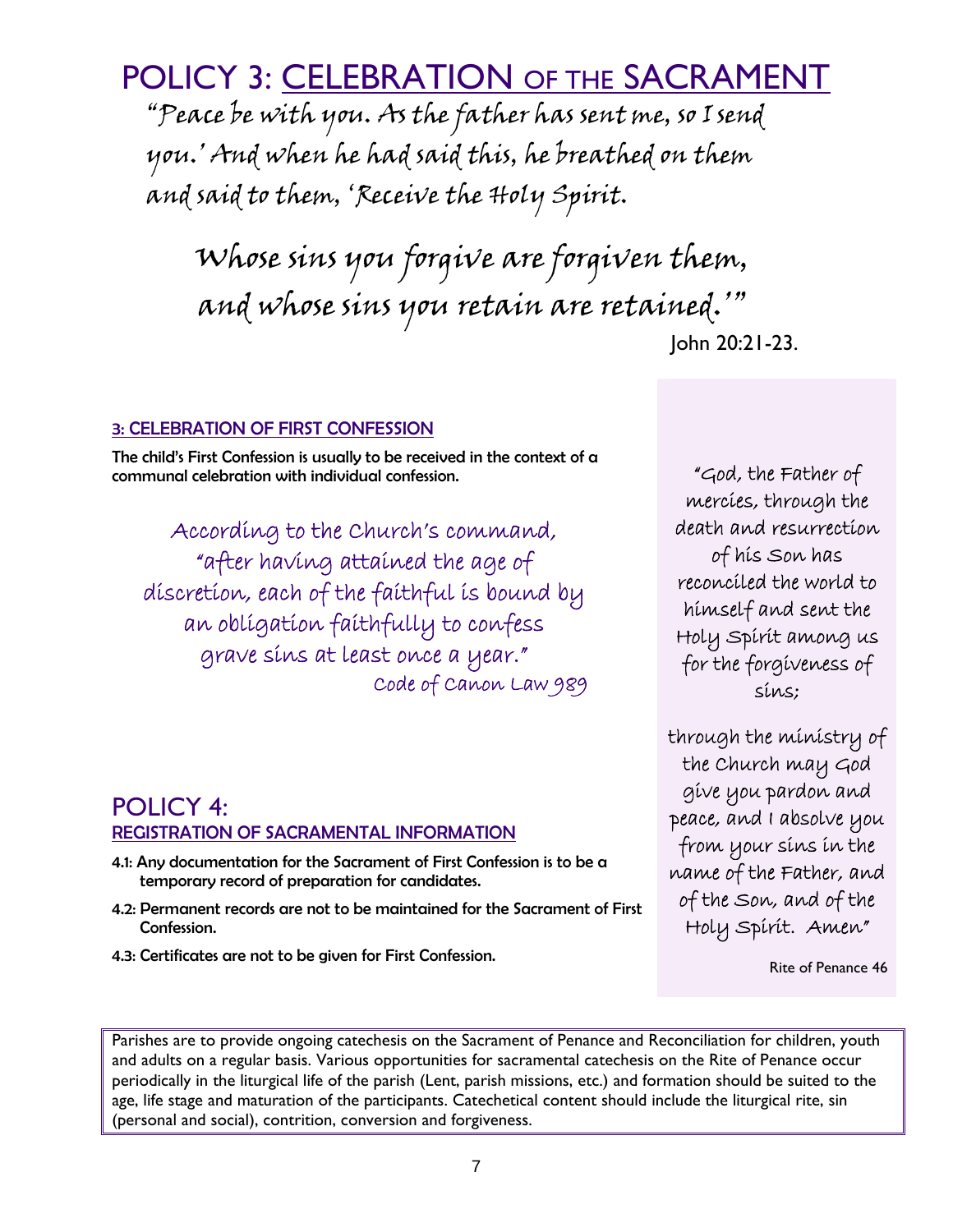# POLICY 3: CELEBRATION OF THE SACRAMENT

*"Peace be with you. As the father has sent me, so I send you.' And when he had said this, he breathed on them and said to them, 'Receive the Holy Spirit.*

*Whose sins you forgive are forgiven them, and whose sins you retain are retained.'"*

John 20:21-23.

### 3: CELEBRATION OF FIRST CONFESSION

**The child's First Confession is usually to be received in the context of a communal celebration with individual confession.**

*According to the Church's command, "after having attained the age of discretion, each of the faithful is bound by an obligation faithfully to confess grave sins at least once a year."*
*Code of Canon Law 989*

*"God, the Father of mercies, through the death and resurrection of his Son has reconciled the world to himself and sent the Holy Spirit among us for the forgiveness of sins;*

*through the ministry of the Church may God give you pardon and peace, and I absolve you from your sins in the name of the Father, and of the Son, and of the Holy Spirit. Amen"*

Rite of Penance 46

## POLICY 4:
### REGISTRATION OF SACRAMENTAL INFORMATION

**4.1: Any documentation for the Sacrament of First Confession is to be a temporary record of preparation for candidates.**

**4.2: Permanent records are not to be maintained for the Sacrament of First Confession.**

**4.3: Certificates are not to be given for First Confession.**

Parishes are to provide ongoing catechesis on the Sacrament of Penance and Reconciliation for children, youth and adults on a regular basis. Various opportunities for sacramental catechesis on the Rite of Penance occur periodically in the liturgical life of the parish (Lent, parish missions, etc.) and formation should be suited to the age, life stage and maturation of the participants. Catechetical content should include the liturgical rite, sin (personal and social), contrition, conversion and forgiveness.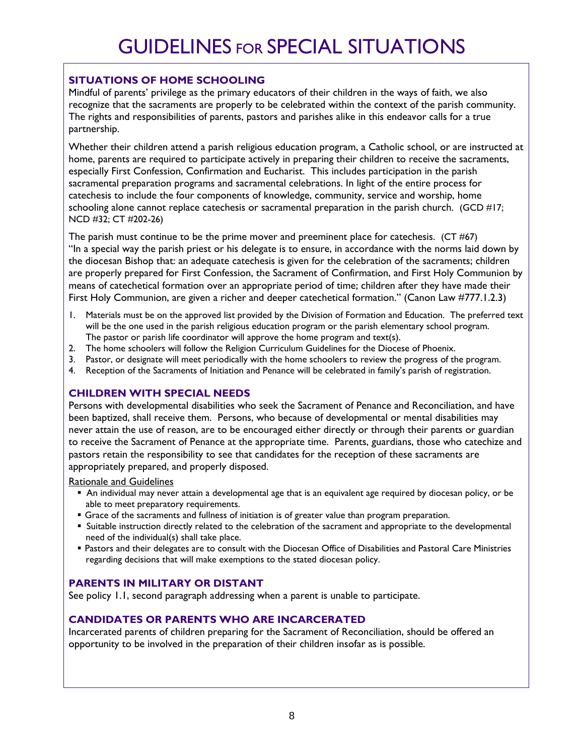# GUIDELINES FOR SPECIAL SITUATIONS

### SITUATIONS OF HOME SCHOOLING

Mindful of parents' privilege as the primary educators of their children in the ways of faith, we also recognize that the sacraments are properly to be celebrated within the context of the parish community. The rights and responsibilities of parents, pastors and parishes alike in this endeavor calls for a true partnership.

Whether their children attend a parish religious education program, a Catholic school, or are instructed at home, parents are required to participate actively in preparing their children to receive the sacraments, especially First Confession, Confirmation and Eucharist. This includes participation in the parish sacramental preparation programs and sacramental celebrations. In light of the entire process for catechesis to include the four components of knowledge, community, service and worship, home schooling alone cannot replace catechesis or sacramental preparation in the parish church. (GCD #17; NCD #32; CT #202-26)

The parish must continue to be the prime mover and preeminent place for catechesis. (CT #67) "In a special way the parish priest or his delegate is to ensure, in accordance with the norms laid down by the diocesan Bishop that: an adequate catechesis is given for the celebration of the sacraments; children are properly prepared for First Confession, the Sacrament of Confirmation, and First Holy Communion by means of catechetical formation over an appropriate period of time; children after they have made their First Holy Communion, are given a richer and deeper catechetical formation." (Canon Law #777.1.2.3)

1. Materials must be on the approved list provided by the Division of Formation and Education. The preferred text will be the one used in the parish religious education program or the parish elementary school program. The pastor or parish life coordinator will approve the home program and text(s).
2. The home schoolers will follow the Religion Curriculum Guidelines for the Diocese of Phoenix.
3. Pastor, or designate will meet periodically with the home schoolers to review the progress of the program.
4. Reception of the Sacraments of Initiation and Penance will be celebrated in family's parish of registration.

### CHILDREN WITH SPECIAL NEEDS

Persons with developmental disabilities who seek the Sacrament of Penance and Reconciliation, and have been baptized, shall receive them. Persons, who because of developmental or mental disabilities may never attain the use of reason, are to be encouraged either directly or through their parents or guardian to receive the Sacrament of Penance at the appropriate time. Parents, guardians, those who catechize and pastors retain the responsibility to see that candidates for the reception of these sacraments are appropriately prepared, and properly disposed.

Rationale and Guidelines

- An individual may never attain a developmental age that is an equivalent age required by diocesan policy, or be able to meet preparatory requirements.
- Grace of the sacraments and fullness of initiation is of greater value than program preparation.
- Suitable instruction directly related to the celebration of the sacrament and appropriate to the developmental need of the individual(s) shall take place.
- Pastors and their delegates are to consult with the Diocesan Office of Disabilities and Pastoral Care Ministries regarding decisions that will make exemptions to the stated diocesan policy.

### PARENTS IN MILITARY OR DISTANT

See policy 1.1, second paragraph addressing when a parent is unable to participate.

### CANDIDATES OR PARENTS WHO ARE INCARCERATED

Incarcerated parents of children preparing for the Sacrament of Reconciliation, should be offered an opportunity to be involved in the preparation of their children insofar as is possible.